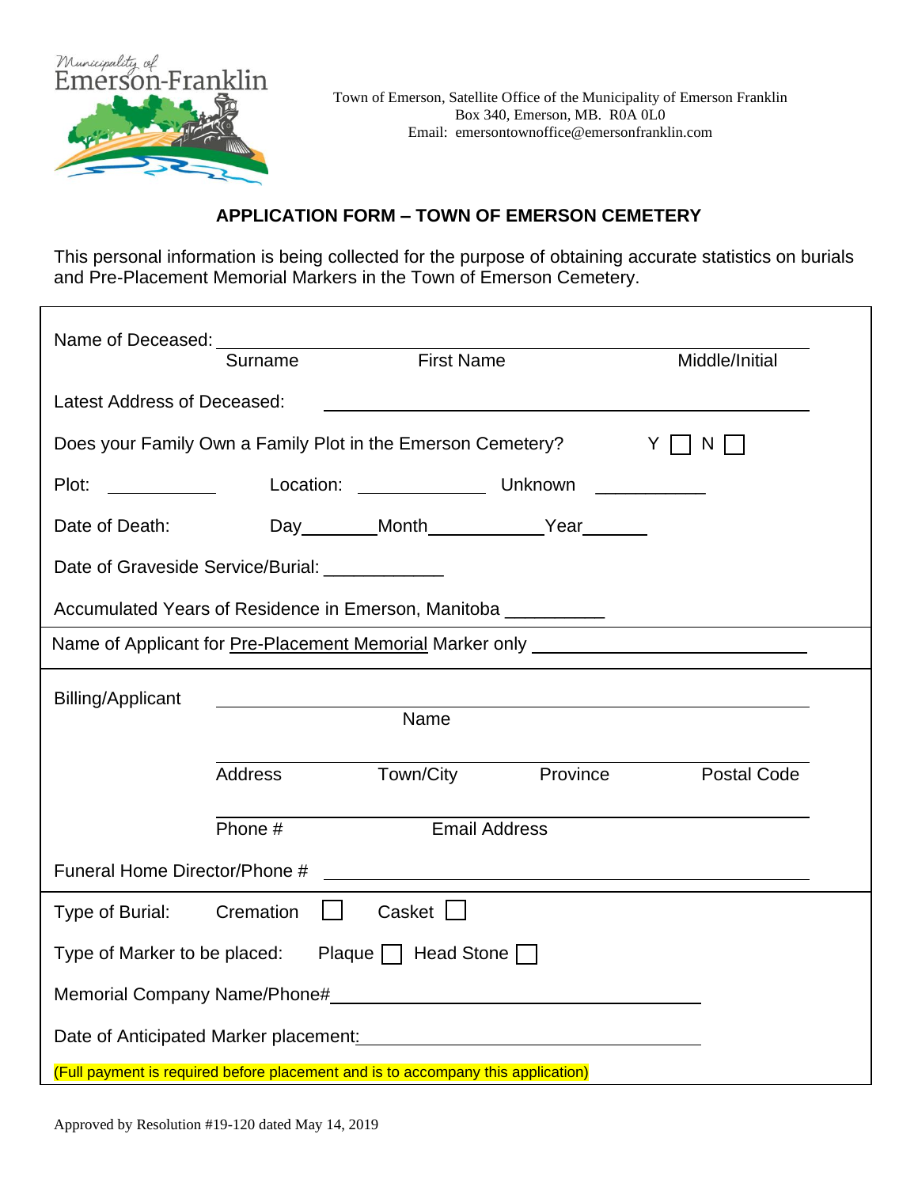Municipality of Emerson-Franklin

Town of Emerson, Satellite Office of the Municipality of Emerson Franklin
Box 340, Emerson, MB. R0A 0L0
Email: emersontownoffice@emersonfranklin.com

## APPLICATION FORM – TOWN OF EMERSON CEMETERY

This personal information is being collected for the purpose of obtaining accurate statistics on burials and Pre-Placement Memorial Markers in the Town of Emerson Cemetery.

Name of Deceased: ______________________________________________
Surname First Name Middle/Initial

Latest Address of Deceased: ______________________________________________

Does your Family Own a Family Plot in the Emerson Cemetery? Y ☐ N ☐

Plot: __________ Location: ____________ Unknown __________

Date of Death: Day________Month____________Year_______

Date of Graveside Service/Burial: ____________

Accumulated Years of Residence in Emerson, Manitoba __________

Name of Applicant for Pre-Placement Memorial Marker only ______________________________

Billing/Applicant ______________________________________________
Name

______________________________________________
Address Town/City Province Postal Code

______________________________________________
Phone # Email Address

Funeral Home Director/Phone # ______________________________________________

Type of Burial: Cremation ☐ Casket ☐

Type of Marker to be placed: Plaque ☐ Head Stone ☐

Memorial Company Name/Phone#______________________________________

Date of Anticipated Marker placement:______________________________________

(Full payment is required before placement and is to accompany this application)

Approved by Resolution #19-120 dated May 14, 2019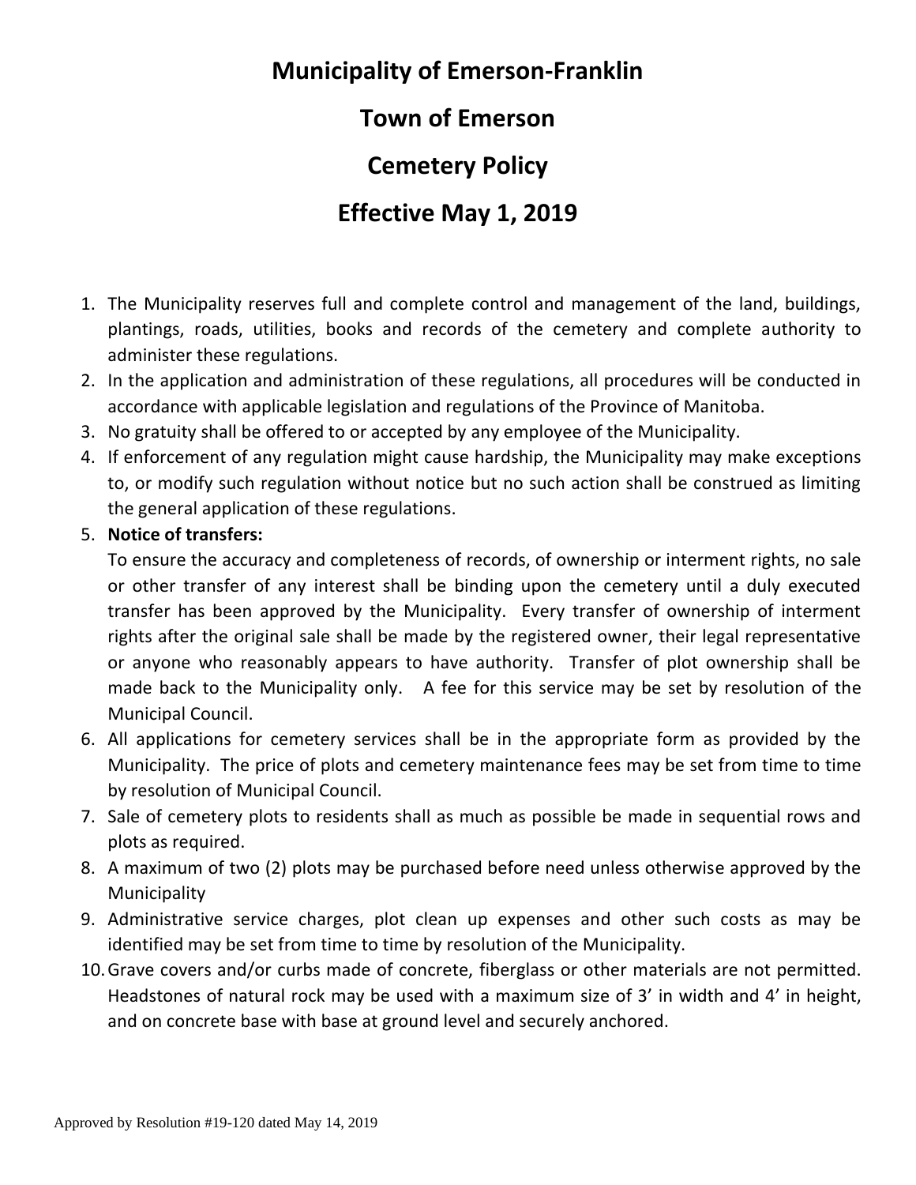# Municipality of Emerson-Franklin

# Town of Emerson

# Cemetery Policy

# Effective May 1, 2019

1. The Municipality reserves full and complete control and management of the land, buildings, plantings, roads, utilities, books and records of the cemetery and complete authority to administer these regulations.
2. In the application and administration of these regulations, all procedures will be conducted in accordance with applicable legislation and regulations of the Province of Manitoba.
3. No gratuity shall be offered to or accepted by any employee of the Municipality.
4. If enforcement of any regulation might cause hardship, the Municipality may make exceptions to, or modify such regulation without notice but no such action shall be construed as limiting the general application of these regulations.
5. **Notice of transfers:**
   To ensure the accuracy and completeness of records, of ownership or interment rights, no sale or other transfer of any interest shall be binding upon the cemetery until a duly executed transfer has been approved by the Municipality. Every transfer of ownership of interment rights after the original sale shall be made by the registered owner, their legal representative or anyone who reasonably appears to have authority. Transfer of plot ownership shall be made back to the Municipality only. A fee for this service may be set by resolution of the Municipal Council.
6. All applications for cemetery services shall be in the appropriate form as provided by the Municipality. The price of plots and cemetery maintenance fees may be set from time to time by resolution of Municipal Council.
7. Sale of cemetery plots to residents shall as much as possible be made in sequential rows and plots as required.
8. A maximum of two (2) plots may be purchased before need unless otherwise approved by the Municipality
9. Administrative service charges, plot clean up expenses and other such costs as may be identified may be set from time to time by resolution of the Municipality.
10. Grave covers and/or curbs made of concrete, fiberglass or other materials are not permitted. Headstones of natural rock may be used with a maximum size of 3' in width and 4' in height, and on concrete base with base at ground level and securely anchored.

Approved by Resolution #19-120 dated May 14, 2019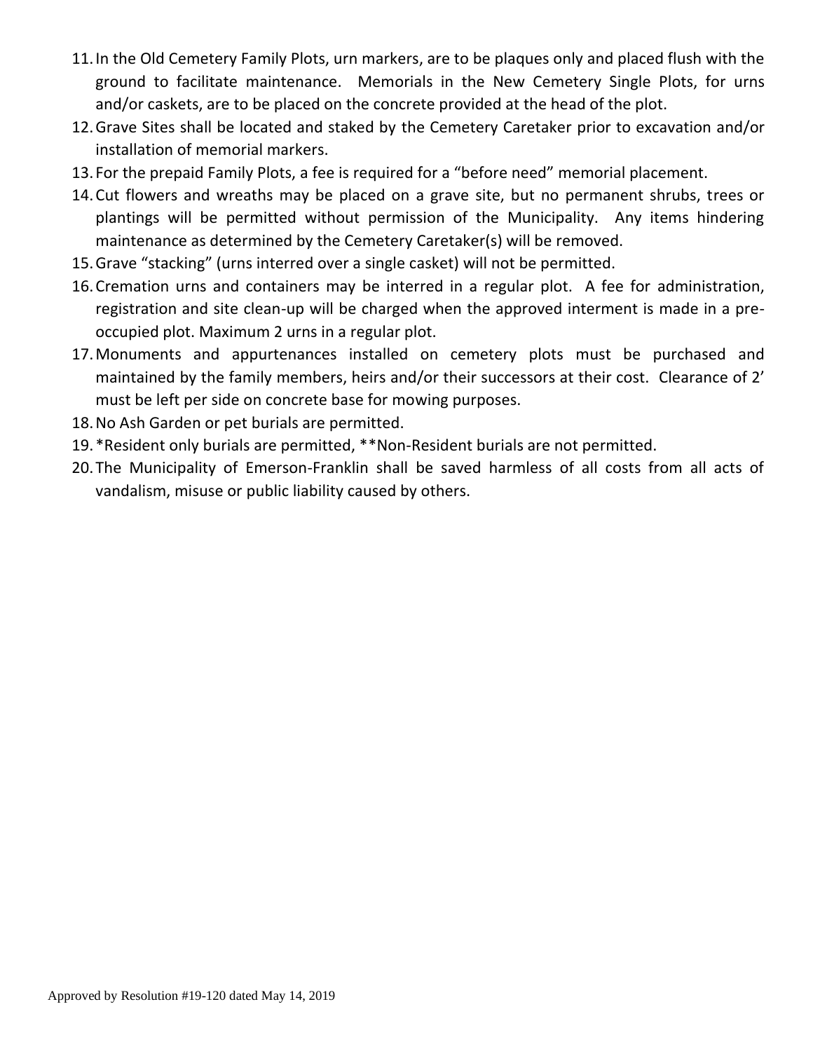11. In the Old Cemetery Family Plots, urn markers, are to be plaques only and placed flush with the ground to facilitate maintenance. Memorials in the New Cemetery Single Plots, for urns and/or caskets, are to be placed on the concrete provided at the head of the plot.
12. Grave Sites shall be located and staked by the Cemetery Caretaker prior to excavation and/or installation of memorial markers.
13. For the prepaid Family Plots, a fee is required for a "before need" memorial placement.
14. Cut flowers and wreaths may be placed on a grave site, but no permanent shrubs, trees or plantings will be permitted without permission of the Municipality. Any items hindering maintenance as determined by the Cemetery Caretaker(s) will be removed.
15. Grave "stacking" (urns interred over a single casket) will not be permitted.
16. Cremation urns and containers may be interred in a regular plot. A fee for administration, registration and site clean-up will be charged when the approved interment is made in a pre-occupied plot. Maximum 2 urns in a regular plot.
17. Monuments and appurtenances installed on cemetery plots must be purchased and maintained by the family members, heirs and/or their successors at their cost. Clearance of 2' must be left per side on concrete base for mowing purposes.
18. No Ash Garden or pet burials are permitted.
19. *Resident only burials are permitted, **Non-Resident burials are not permitted.
20. The Municipality of Emerson-Franklin shall be saved harmless of all costs from all acts of vandalism, misuse or public liability caused by others.

Approved by Resolution #19-120 dated May 14, 2019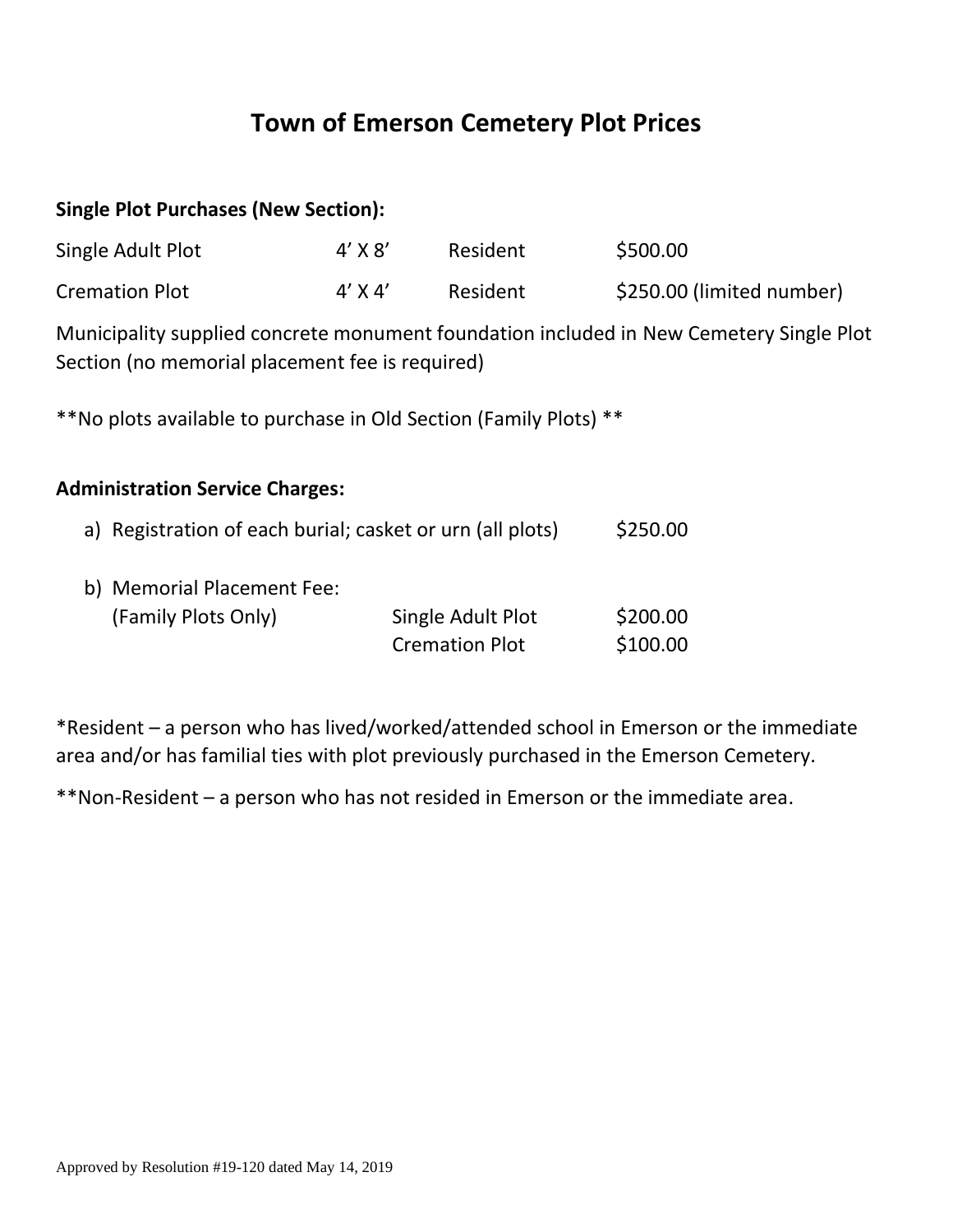# Town of Emerson Cemetery Plot Prices

**Single Plot Purchases (New Section):**

| | | | |
|---|---|---|---|
| Single Adult Plot | 4' X 8' | Resident | $500.00 |
| Cremation Plot | 4' X 4' | Resident | $250.00 (limited number) |

Municipality supplied concrete monument foundation included in New Cemetery Single Plot Section (no memorial placement fee is required)

**No plots available to purchase in Old Section (Family Plots) **

**Administration Service Charges:**

a) Registration of each burial; casket or urn (all plots) $250.00

b) Memorial Placement Fee:

| | | |
|---|---|---|
| (Family Plots Only) | Single Adult Plot | $200.00 |
| | Cremation Plot | $100.00 |

*Resident – a person who has lived/worked/attended school in Emerson or the immediate area and/or has familial ties with plot previously purchased in the Emerson Cemetery.

**Non-Resident – a person who has not resided in Emerson or the immediate area.

Approved by Resolution #19-120 dated May 14, 2019